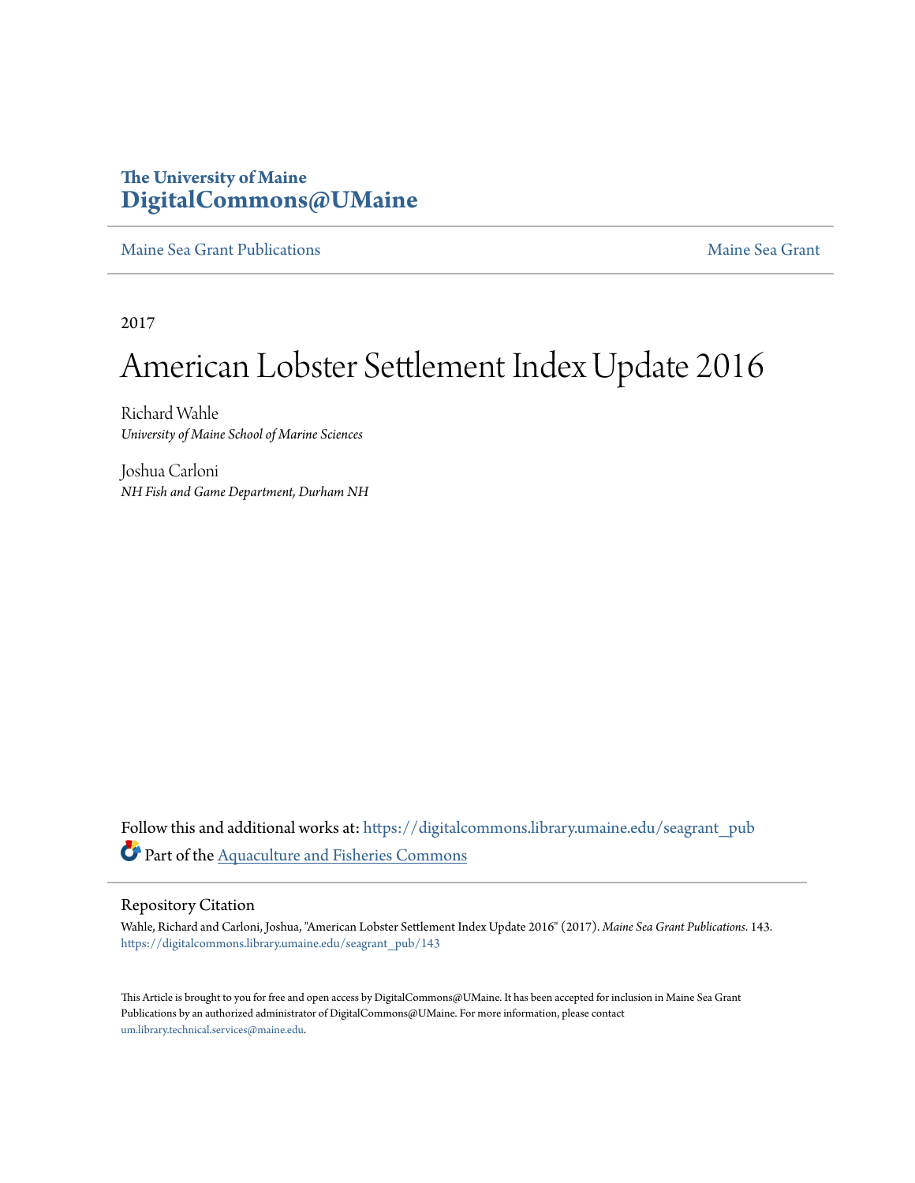The University of Maine
**DigitalCommons@UMaine**

Maine Sea Grant Publications | Maine Sea Grant

2017

# American Lobster Settlement Index Update 2016

Richard Wahle
*University of Maine School of Marine Sciences*

Joshua Carloni
*NH Fish and Game Department, Durham NH*

Follow this and additional works at: https://digitalcommons.library.umaine.edu/seagrant_pub

Part of the Aquaculture and Fisheries Commons

## Repository Citation

Wahle, Richard and Carloni, Joshua, "American Lobster Settlement Index Update 2016" (2017). *Maine Sea Grant Publications*. 143.
https://digitalcommons.library.umaine.edu/seagrant_pub/143

This Article is brought to you for free and open access by DigitalCommons@UMaine. It has been accepted for inclusion in Maine Sea Grant Publications by an authorized administrator of DigitalCommons@UMaine. For more information, please contact um.library.technical.services@maine.edu.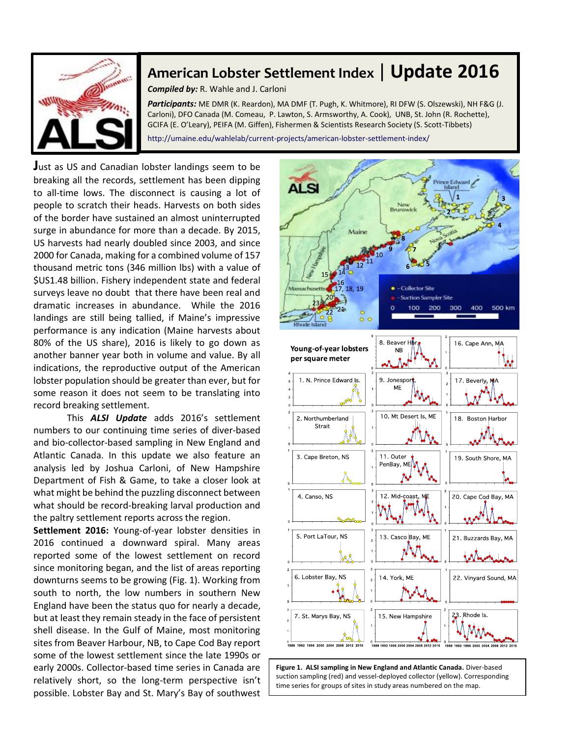# American Lobster Settlement Index | Update 2016

***Compiled by:*** R. Wahle and J. Carloni

***Participants:*** ME DMR (K. Reardon), MA DMF (T. Pugh, K. Whitmore), RI DFW (S. Olszewski), NH F&G (J. Carloni), DFO Canada (M. Comeau, P. Lawton, S. Armsworthy, A. Cook), UNB, St. John (R. Rochette), GCIFA (E. O'Leary), PEIFA (M. Giffen), Fishermen & Scientists Research Society (S. Scott-Tibbets)

http://umaine.edu/wahlelab/current-projects/american-lobster-settlement-index/

Just as US and Canadian lobster landings seem to be breaking all the records, settlement has been dipping to all-time lows. The disconnect is causing a lot of people to scratch their heads. Harvests on both sides of the border have sustained an almost uninterrupted surge in abundance for more than a decade. By 2015, US harvests had nearly doubled since 2003, and since 2000 for Canada, making for a combined volume of 157 thousand metric tons (346 million lbs) with a value of $US1.48 billion. Fishery independent state and federal surveys leave no doubt that there have been real and dramatic increases in abundance. While the 2016 landings are still being tallied, if Maine's impressive performance is any indication (Maine harvests about 80% of the US share), 2016 is likely to go down as another banner year both in volume and value. By all indications, the reproductive output of the American lobster population should be greater than ever, but for some reason it does not seem to be translating into record breaking settlement.

This ***ALSI Update*** adds 2016's settlement numbers to our continuing time series of diver-based and bio-collector-based sampling in New England and Atlantic Canada. In this update we also feature an analysis led by Joshua Carloni, of New Hampshire Department of Fish & Game, to take a closer look at what might be behind the puzzling disconnect between what should be record-breaking larval production and the paltry settlement reports across the region.

**Settlement 2016:** Young-of-year lobster densities in 2016 continued a downward spiral. Many areas reported some of the lowest settlement on record since monitoring began, and the list of areas reporting downturns seems to be growing (Fig. 1). Working from south to north, the low numbers in southern New England have been the status quo for nearly a decade, but at least they remain steady in the face of persistent shell disease. In the Gulf of Maine, most monitoring sites from Beaver Harbour, NB, to Cape Cod Bay report some of the lowest settlement since the late 1990s or early 2000s. Collector-based time series in Canada are relatively short, so the long-term perspective isn't possible. Lobster Bay and St. Mary's Bay of southwest

**Figure 1. ALSI sampling in New England and Atlantic Canada.** Diver-based suction sampling (red) and vessel-deployed collector (yellow). Corresponding time series for groups of sites in study areas numbered on the map.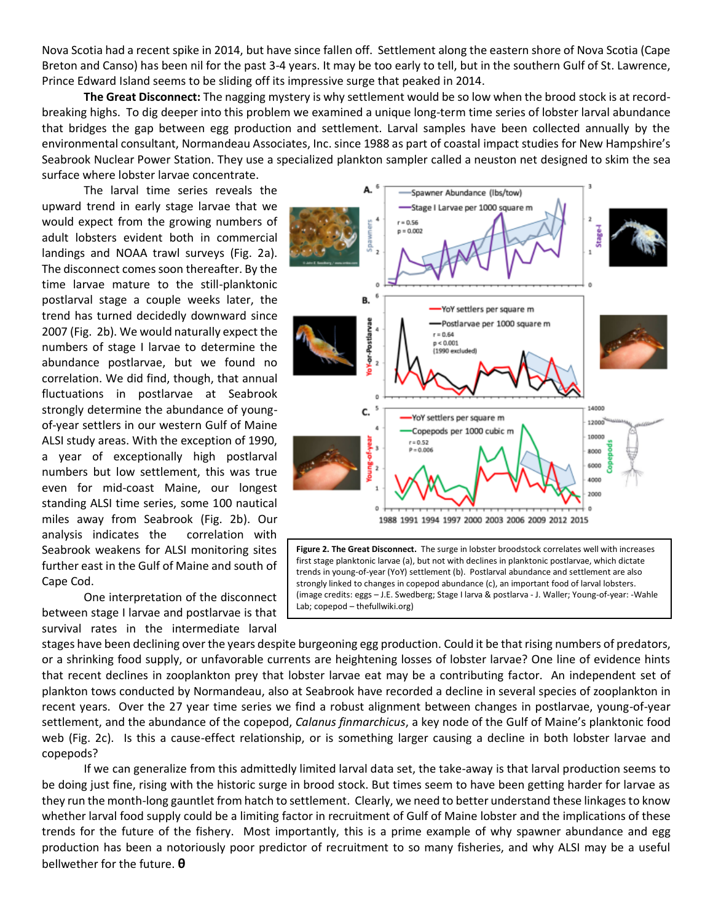Nova Scotia had a recent spike in 2014, but have since fallen off. Settlement along the eastern shore of Nova Scotia (Cape Breton and Canso) has been nil for the past 3-4 years. It may be too early to tell, but in the southern Gulf of St. Lawrence, Prince Edward Island seems to be sliding off its impressive surge that peaked in 2014.

**The Great Disconnect:** The nagging mystery is why settlement would be so low when the brood stock is at record-breaking highs. To dig deeper into this problem we examined a unique long-term time series of lobster larval abundance that bridges the gap between egg production and settlement. Larval samples have been collected annually by the environmental consultant, Normandeau Associates, Inc. since 1988 as part of coastal impact studies for New Hampshire's Seabrook Nuclear Power Station. They use a specialized plankton sampler called a neuston net designed to skim the sea surface where lobster larvae concentrate.

The larval time series reveals the upward trend in early stage larvae that we would expect from the growing numbers of adult lobsters evident both in commercial landings and NOAA trawl surveys (Fig. 2a). The disconnect comes soon thereafter. By the time larvae mature to the still-planktonic postlarval stage a couple weeks later, the trend has turned decidedly downward since 2007 (Fig. 2b). We would naturally expect the numbers of stage I larvae to determine the abundance postlarvae, but we found no correlation. We did find, though, that annual fluctuations in postlarvae at Seabrook strongly determine the abundance of young-of-year settlers in our western Gulf of Maine ALSI study areas. With the exception of 1990, a year of exceptionally high postlarval numbers but low settlement, this was true even for mid-coast Maine, our longest standing ALSI time series, some 100 nautical miles away from Seabrook (Fig. 2b). Our analysis indicates the correlation with Seabrook weakens for ALSI monitoring sites further east in the Gulf of Maine and south of Cape Cod.

A.
Spawner Abundance (lbs/tow)
Stage I Larvae per 1000 square m
r = 0.56
p = 0.002
Spawners
Stage-I
0 2 4 6
0 1 2 3

B.
YoY settlers per square m
Postlarvae per 1000 square m
r = 0.64
p < 0.001
(1990 excluded)
YoY-or-Postlarvae
0 2 4 6

C.
YoY settlers per square m
Copepods per 1000 cubic m
r = 0.52
P = 0.006
Young-of-year
Copepods
0 1 2 3 4 5
0 2000 4000 6000 8000 10000 12000 14000
1988 1991 1994 1997 2000 2003 2006 2009 2012 2015

**Figure 2. The Great Disconnect.** The surge in lobster broodstock correlates well with increases first stage planktonic larvae (a), but not with declines in planktonic postlarvae, which dictate trends in young-of-year (YoY) settlement (b). Postlarval abundance and settlement are also strongly linked to changes in copepod abundance (c), an important food of larval lobsters. (image credits: eggs – J.E. Swedberg; Stage I larva & postlarva - J. Waller; Young-of-year: -Wahle Lab; copepod – thefullwiki.org)

One interpretation of the disconnect between stage I larvae and postlarvae is that survival rates in the intermediate larval stages have been declining over the years despite burgeoning egg production. Could it be that rising numbers of predators, or a shrinking food supply, or unfavorable currents are heightening losses of lobster larvae? One line of evidence hints that recent declines in zooplankton prey that lobster larvae eat may be a contributing factor. An independent set of plankton tows conducted by Normandeau, also at Seabrook have recorded a decline in several species of zooplankton in recent years. Over the 27 year time series we find a robust alignment between changes in postlarvae, young-of-year settlement, and the abundance of the copepod, *Calanus finmarchicus*, a key node of the Gulf of Maine's planktonic food web (Fig. 2c). Is this a cause-effect relationship, or is something larger causing a decline in both lobster larvae and copepods?

If we can generalize from this admittedly limited larval data set, the take-away is that larval production seems to be doing just fine, rising with the historic surge in brood stock. But times seem to have been getting harder for larvae as they run the month-long gauntlet from hatch to settlement. Clearly, we need to better understand these linkages to know whether larval food supply could be a limiting factor in recruitment of Gulf of Maine lobster and the implications of these trends for the future of the fishery. Most importantly, this is a prime example of why spawner abundance and egg production has been a notoriously poor predictor of recruitment to so many fisheries, and why ALSI may be a useful bellwether for the future. θ